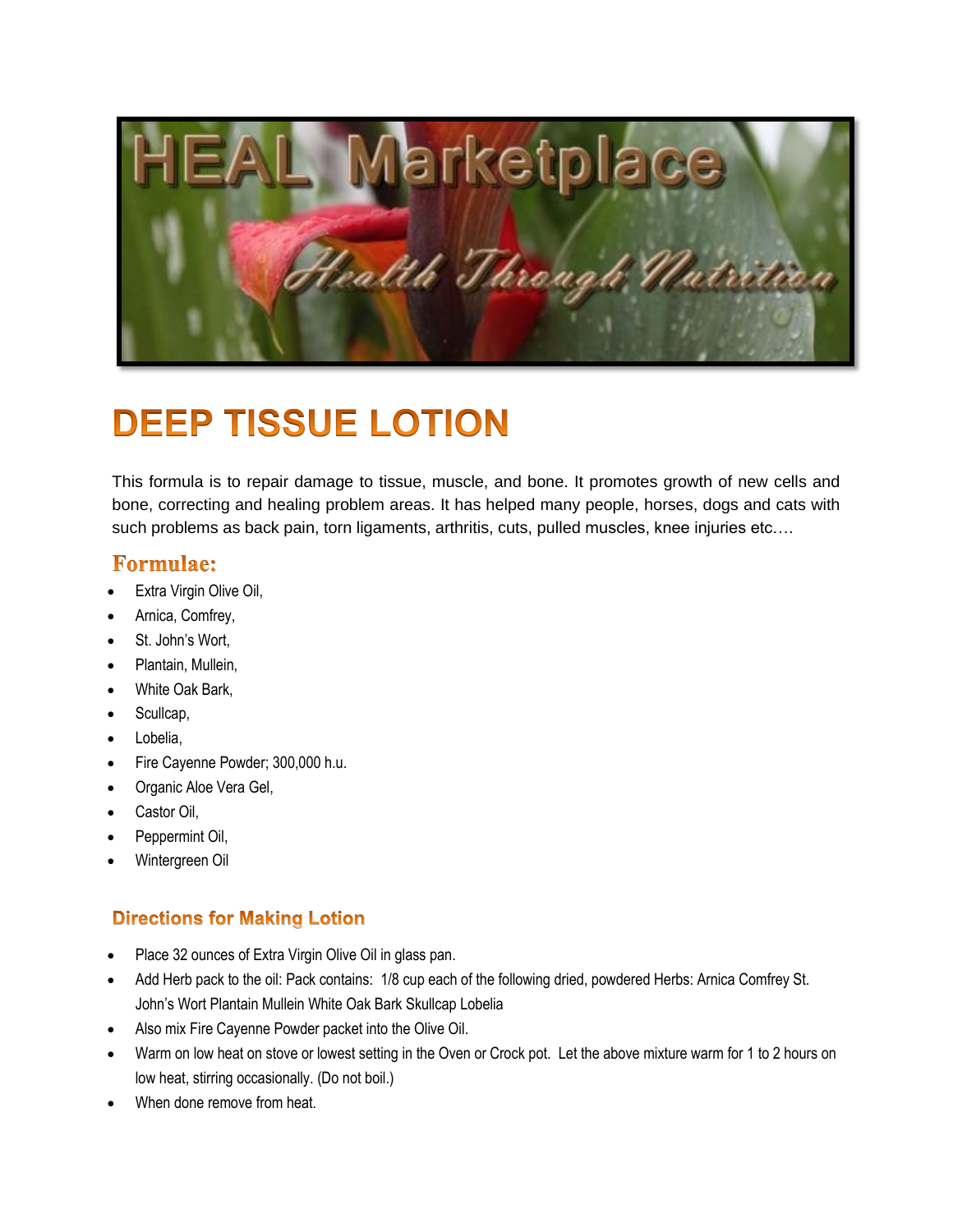# HEAL Marketplace

*Health Through Nutrition*

# DEEP TISSUE LOTION

This formula is to repair damage to tissue, muscle, and bone. It promotes growth of new cells and bone, correcting and healing problem areas. It has helped many people, horses, dogs and cats with such problems as back pain, torn ligaments, arthritis, cuts, pulled muscles, knee injuries etc.…

## Formulae:

- Extra Virgin Olive Oil,
- Arnica, Comfrey,
- St. John's Wort,
- Plantain, Mullein,
- White Oak Bark,
- Scullcap,
- Lobelia,
- Fire Cayenne Powder; 300,000 h.u.
- Organic Aloe Vera Gel,
- Castor Oil,
- Peppermint Oil,
- Wintergreen Oil

### Directions for Making Lotion

- Place 32 ounces of Extra Virgin Olive Oil in glass pan.
- Add Herb pack to the oil: Pack contains: 1/8 cup each of the following dried, powdered Herbs: Arnica Comfrey St. John's Wort Plantain Mullein White Oak Bark Skullcap Lobelia
- Also mix Fire Cayenne Powder packet into the Olive Oil.
- Warm on low heat on stove or lowest setting in the Oven or Crock pot. Let the above mixture warm for 1 to 2 hours on low heat, stirring occasionally. (Do not boil.)
- When done remove from heat.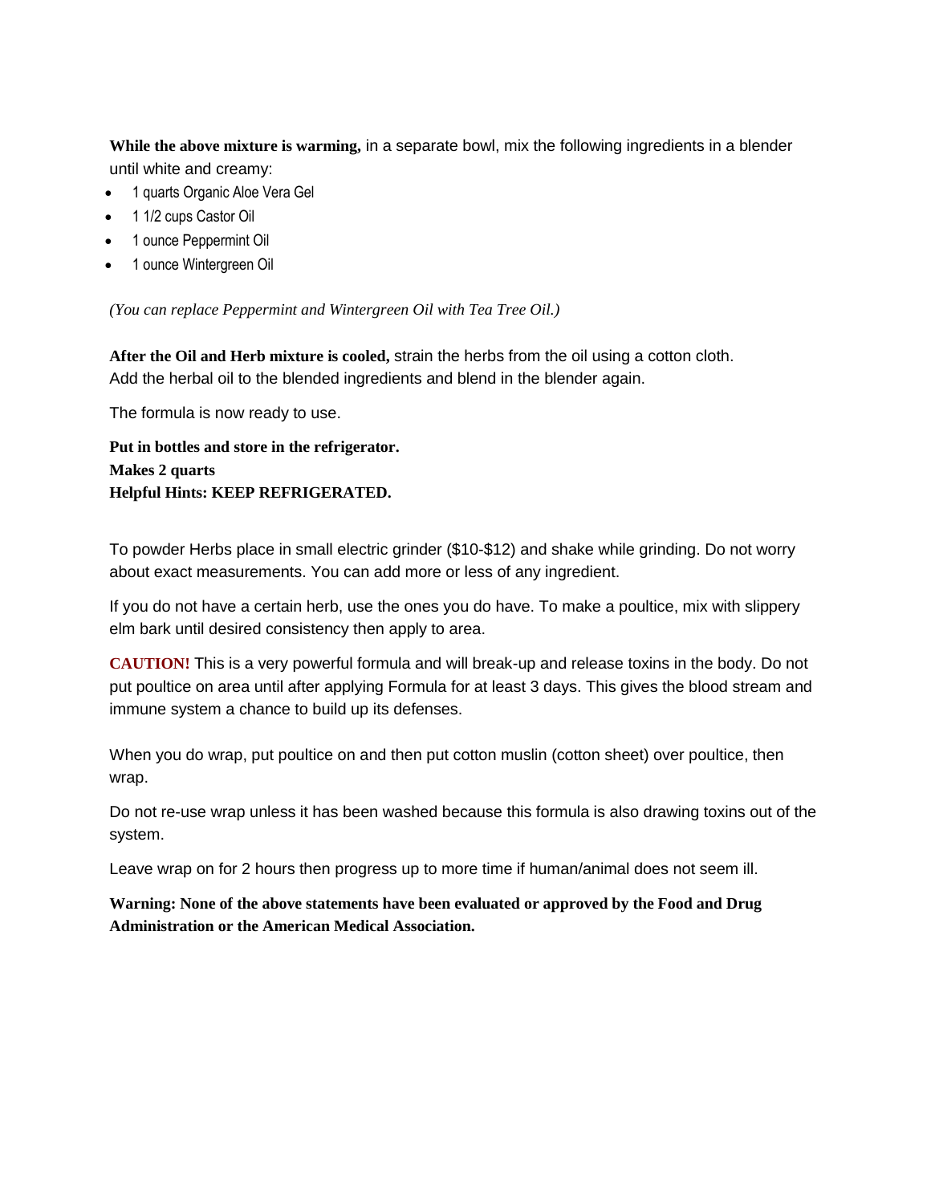**While the above mixture is warming,** in a separate bowl, mix the following ingredients in a blender until white and creamy:

- 1 quarts Organic Aloe Vera Gel
- 1 1/2 cups Castor Oil
- 1 ounce Peppermint Oil
- 1 ounce Wintergreen Oil

*(You can replace Peppermint and Wintergreen Oil with Tea Tree Oil.)*

**After the Oil and Herb mixture is cooled,** strain the herbs from the oil using a cotton cloth. Add the herbal oil to the blended ingredients and blend in the blender again.

The formula is now ready to use.

**Put in bottles and store in the refrigerator.**
**Makes 2 quarts**
**Helpful Hints: KEEP REFRIGERATED.**

To powder Herbs place in small electric grinder ($10-$12) and shake while grinding. Do not worry about exact measurements. You can add more or less of any ingredient.

If you do not have a certain herb, use the ones you do have. To make a poultice, mix with slippery elm bark until desired consistency then apply to area.

**CAUTION!** This is a very powerful formula and will break-up and release toxins in the body. Do not put poultice on area until after applying Formula for at least 3 days. This gives the blood stream and immune system a chance to build up its defenses.

When you do wrap, put poultice on and then put cotton muslin (cotton sheet) over poultice, then wrap.

Do not re-use wrap unless it has been washed because this formula is also drawing toxins out of the system.

Leave wrap on for 2 hours then progress up to more time if human/animal does not seem ill.

**Warning: None of the above statements have been evaluated or approved by the Food and Drug Administration or the American Medical Association.**